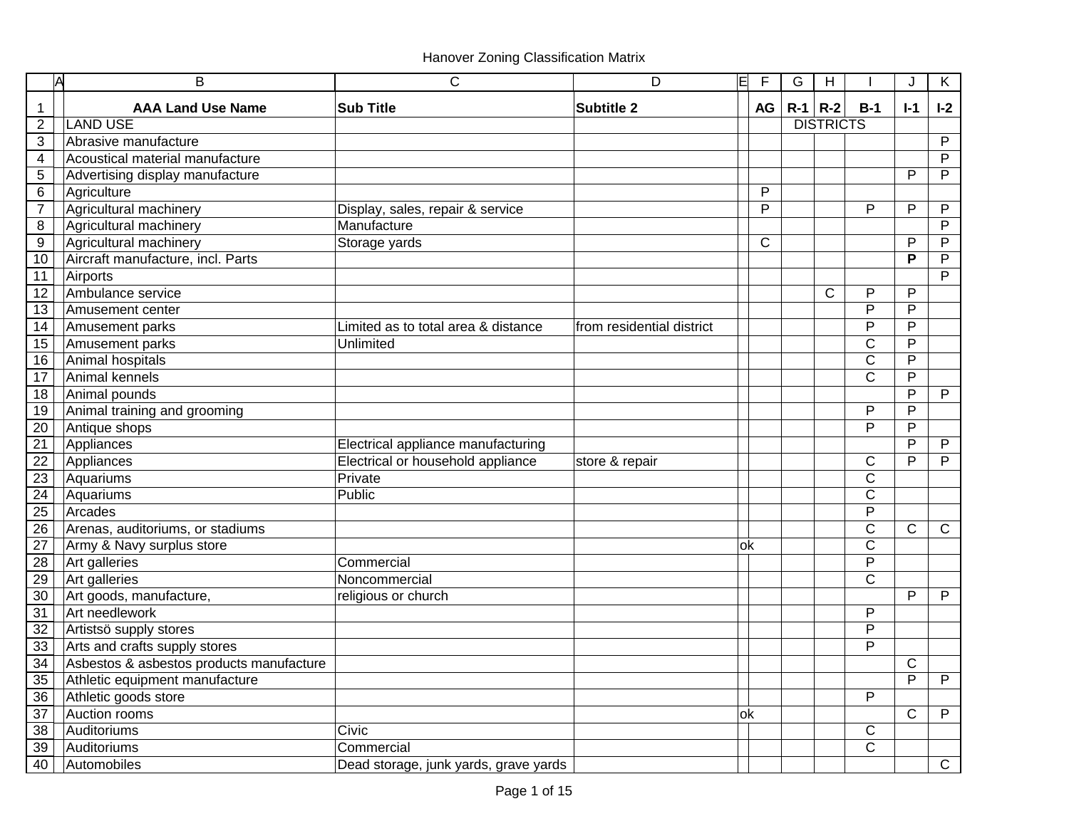Hanover Zoning Classification Matrix

| | A | B | C | D | E | F | G | H | I | J | K |
|---|---|---|---|---|---|---|---|---|---|---|---|
| 1 | | **AAA Land Use Name** | **Sub Title** | **Subtitle 2** | | **AG** | **R-1** | **R-2** | **B-1** | **I-1** | **I-2** |
| 2 | | LAND USE | | | | | DISTRICTS | | | | |
| 3 | | Abrasive manufacture | | | | | | | | | P |
| 4 | | Acoustical material manufacture | | | | | | | | | P |
| 5 | | Advertising display manufacture | | | | | | | | P | P |
| 6 | | Agriculture | | | | P | | | | | |
| 7 | | Agricultural machinery | Display, sales, repair & service | | | P | | | P | P | P |
| 8 | | Agricultural machinery | Manufacture | | | | | | | | P |
| 9 | | Agricultural machinery | Storage yards | | | C | | | | P | P |
| 10 | | Aircraft manufacture, incl. Parts | | | | | | | | **P** | P |
| 11 | | Airports | | | | | | | | | P |
| 12 | | Ambulance service | | | | | | C | P | P | |
| 13 | | Amusement center | | | | | | | P | P | |
| 14 | | Amusement parks | Limited as to total area & distance | from residential district | | | | | P | P | |
| 15 | | Amusement parks | Unlimited | | | | | | C | P | |
| 16 | | Animal hospitals | | | | | | | C | P | |
| 17 | | Animal kennels | | | | | | | C | P | |
| 18 | | Animal pounds | | | | | | | | P | P |
| 19 | | Animal training and grooming | | | | | | | P | P | |
| 20 | | Antique shops | | | | | | | P | P | |
| 21 | | Appliances | Electrical appliance manufacturing | | | | | | | P | P |
| 22 | | Appliances | Electrical or household appliance | store & repair | | | | | C | P | P |
| 23 | | Aquariums | Private | | | | | | C | | |
| 24 | | Aquariums | Public | | | | | | C | | |
| 25 | | Arcades | | | | | | | P | | |
| 26 | | Arenas, auditoriums, or stadiums | | | | | | | C | C | C |
| 27 | | Army & Navy surplus store | | | ok | | | | C | | |
| 28 | | Art galleries | Commercial | | | | | | P | | |
| 29 | | Art galleries | Noncommercial | | | | | | C | | |
| 30 | | Art goods, manufacture, | religious or church | | | | | | | P | P |
| 31 | | Art needlework | | | | | | | P | | |
| 32 | | Artistsö supply stores | | | | | | | P | | |
| 33 | | Arts and crafts supply stores | | | | | | | P | | |
| 34 | | Asbestos & asbestos products manufacture | | | | | | | | C | |
| 35 | | Athletic equipment manufacture | | | | | | | | P | P |
| 36 | | Athletic goods store | | | | | | | P | | |
| 37 | | Auction rooms | | | ok | | | | | C | P |
| 38 | | Auditoriums | Civic | | | | | | C | | |
| 39 | | Auditoriums | Commercial | | | | | | C | | |
| 40 | | Automobiles | Dead storage, junk yards, grave yards | | | | | | | | C |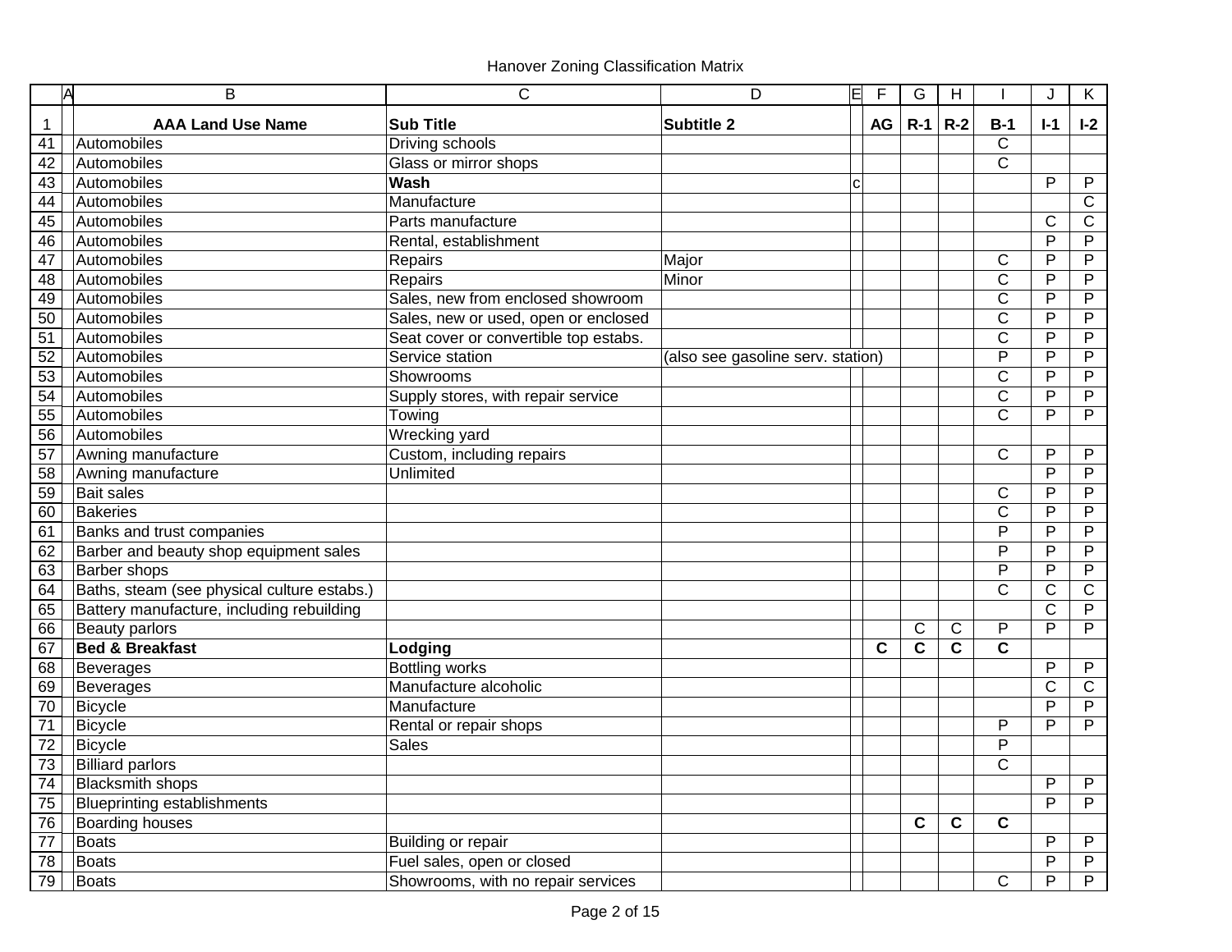Hanover Zoning Classification Matrix

| | A | B | C | D | E | F | G | H | I | J | K |
|---|---|---|---|---|---|---|---|---|---|---|---|
| 1 | | **AAA Land Use Name** | **Sub Title** | **Subtitle 2** | | **AG** | **R-1** | **R-2** | **B-1** | **I-1** | **I-2** |
| 41 | | Automobiles | Driving schools | | | | | | C | | |
| 42 | | Automobiles | Glass or mirror shops | | | | | | C | | |
| 43 | | Automobiles | **Wash** | | c | | | | | P | P |
| 44 | | Automobiles | Manufacture | | | | | | | | C |
| 45 | | Automobiles | Parts manufacture | | | | | | | C | C |
| 46 | | Automobiles | Rental, establishment | | | | | | | P | P |
| 47 | | Automobiles | Repairs | Major | | | | | C | P | P |
| 48 | | Automobiles | Repairs | Minor | | | | | C | P | P |
| 49 | | Automobiles | Sales, new from enclosed showroom | | | | | | C | P | P |
| 50 | | Automobiles | Sales, new or used, open or enclosed | | | | | | C | P | P |
| 51 | | Automobiles | Seat cover or convertible top estabs. | | | | | | C | P | P |
| 52 | | Automobiles | Service station | (also see gasoline serv. station) | | | | | P | P | P |
| 53 | | Automobiles | Showrooms | | | | | | C | P | P |
| 54 | | Automobiles | Supply stores, with repair service | | | | | | C | P | P |
| 55 | | Automobiles | Towing | | | | | | C | P | P |
| 56 | | Automobiles | Wrecking yard | | | | | | | | |
| 57 | | Awning manufacture | Custom, including repairs | | | | | | C | P | P |
| 58 | | Awning manufacture | Unlimited | | | | | | | P | P |
| 59 | | Bait sales | | | | | | | C | P | P |
| 60 | | Bakeries | | | | | | | C | P | P |
| 61 | | Banks and trust companies | | | | | | | P | P | P |
| 62 | | Barber and beauty shop equipment sales | | | | | | | P | P | P |
| 63 | | Barber shops | | | | | | | P | P | P |
| 64 | | Baths, steam (see physical culture estabs.) | | | | | | | C | C | C |
| 65 | | Battery manufacture, including rebuilding | | | | | | | | C | P |
| 66 | | Beauty parlors | | | | | C | C | P | P | P |
| 67 | | **Bed & Breakfast** | **Lodging** | | | **C** | **C** | **C** | **C** | | |
| 68 | | Beverages | Bottling works | | | | | | | P | P |
| 69 | | Beverages | Manufacture alcoholic | | | | | | | C | C |
| 70 | | Bicycle | Manufacture | | | | | | | P | P |
| 71 | | Bicycle | Rental or repair shops | | | | | | P | P | P |
| 72 | | Bicycle | Sales | | | | | | P | | |
| 73 | | Billiard parlors | | | | | | | C | | |
| 74 | | Blacksmith shops | | | | | | | | P | P |
| 75 | | Blueprinting establishments | | | | | | | | P | P |
| 76 | | Boarding houses | | | | | **C** | **C** | **C** | | |
| 77 | | Boats | Building or repair | | | | | | | P | P |
| 78 | | Boats | Fuel sales, open or closed | | | | | | | P | P |
| 79 | | Boats | Showrooms, with no repair services | | | | | | C | P | P |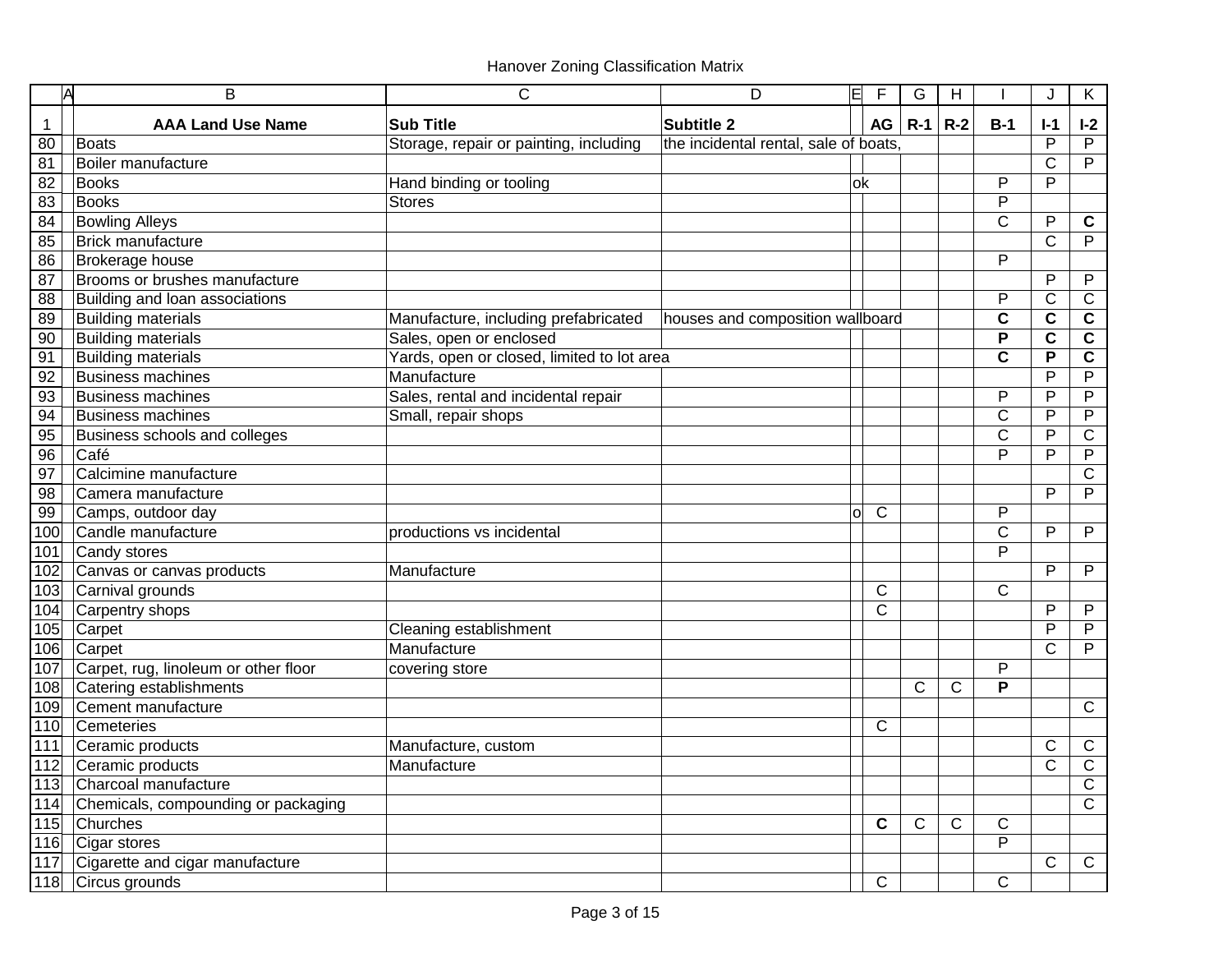Hanover Zoning Classification Matrix

| | A | B | C | D | E | F | G | H | I | J | K |
|---|---|---|---|---|---|---|---|---|---|---|---|
| 1 | | **AAA Land Use Name** | **Sub Title** | **Subtitle 2** | | **AG** | **R-1** | **R-2** | **B-1** | **I-1** | **I-2** |
| 80 | | Boats | Storage, repair or painting, including | the incidental rental, sale of boats, | | | | | | P | P |
| 81 | | Boiler manufacture | | | | | | | | C | P |
| 82 | | Books | Hand binding or tooling | | ok | | | | P | P | |
| 83 | | Books | Stores | | | | | | P | | |
| 84 | | Bowling Alleys | | | | | | | C | P | **C** |
| 85 | | Brick manufacture | | | | | | | | C | P |
| 86 | | Brokerage house | | | | | | | P | | |
| 87 | | Brooms or brushes manufacture | | | | | | | | P | P |
| 88 | | Building and loan associations | | | | | | | P | C | C |
| 89 | | Building materials | Manufacture, including prefabricated | houses and composition wallboard | | | | | **C** | **C** | **C** |
| 90 | | Building materials | Sales, open or enclosed | | | | | | **P** | **C** | **C** |
| 91 | | Building materials | Yards, open or closed, limited to lot area | | | | | | **C** | **P** | **C** |
| 92 | | Business machines | Manufacture | | | | | | | P | P |
| 93 | | Business machines | Sales, rental and incidental repair | | | | | | P | P | P |
| 94 | | Business machines | Small, repair shops | | | | | | C | P | P |
| 95 | | Business schools and colleges | | | | | | | C | P | C |
| 96 | | Café | | | | | | | P | P | P |
| 97 | | Calcimine manufacture | | | | | | | | | C |
| 98 | | Camera manufacture | | | | | | | | P | P |
| 99 | | Camps, outdoor day | | | o | C | | | P | | |
| 100 | | Candle manufacture | productions vs incidental | | | | | | C | P | P |
| 101 | | Candy stores | | | | | | | P | | |
| 102 | | Canvas or canvas products | Manufacture | | | | | | | P | P |
| 103 | | Carnival grounds | | | | C | | | C | | |
| 104 | | Carpentry shops | | | | C | | | | P | P |
| 105 | | Carpet | Cleaning establishment | | | | | | | P | P |
| 106 | | Carpet | Manufacture | | | | | | | C | P |
| 107 | | Carpet, rug, linoleum or other floor | covering store | | | | | | P | | |
| 108 | | Catering establishments | | | | | C | C | **P** | | |
| 109 | | Cement manufacture | | | | | | | | | C |
| 110 | | Cemeteries | | | | C | | | | | |
| 111 | | Ceramic products | Manufacture, custom | | | | | | | C | C |
| 112 | | Ceramic products | Manufacture | | | | | | | C | C |
| 113 | | Charcoal manufacture | | | | | | | | | C |
| 114 | | Chemicals, compounding or packaging | | | | | | | | | C |
| 115 | | Churches | | | | **C** | C | C | C | | |
| 116 | | Cigar stores | | | | | | | P | | |
| 117 | | Cigarette and cigar manufacture | | | | | | | | C | C |
| 118 | | Circus grounds | | | | C | | | C | | |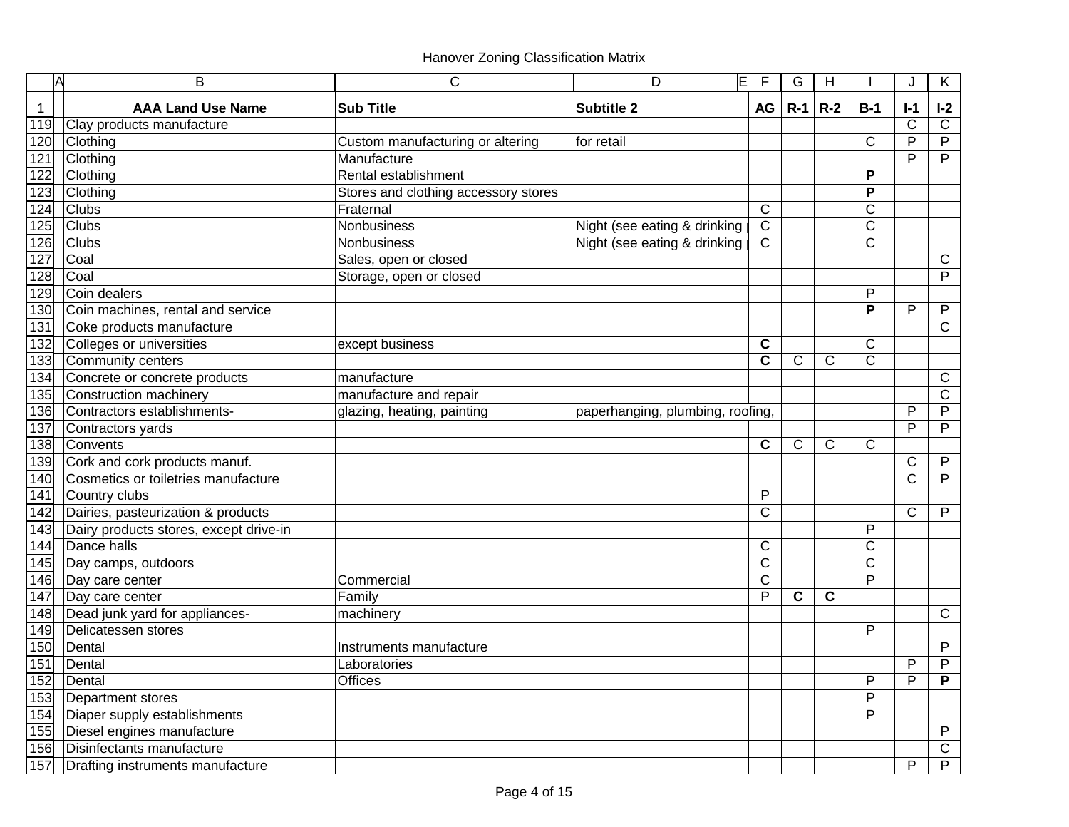Hanover Zoning Classification Matrix

| | A | B | C | D | E | F | G | H | I | J | K |
|---|---|---|---|---|---|---|---|---|---|---|---|
| 1 | | **AAA Land Use Name** | **Sub Title** | **Subtitle 2** | | **AG** | **R-1** | **R-2** | **B-1** | **I-1** | **I-2** |
| 119 | | Clay products manufacture | | | | | | | | C | C |
| 120 | | Clothing | Custom manufacturing or altering | for retail | | | | | C | P | P |
| 121 | | Clothing | Manufacture | | | | | | | P | P |
| 122 | | Clothing | Rental establishment | | | | | | **P** | | |
| 123 | | Clothing | Stores and clothing accessory stores | | | | | | **P** | | |
| 124 | | Clubs | Fraternal | | | C | | | C | | |
| 125 | | Clubs | Nonbusiness | Night (see eating & drinking | | C | | | C | | |
| 126 | | Clubs | Nonbusiness | Night (see eating & drinking | | C | | | C | | |
| 127 | | Coal | Sales, open or closed | | | | | | | | C |
| 128 | | Coal | Storage, open or closed | | | | | | | | P |
| 129 | | Coin dealers | | | | | | | P | | |
| 130 | | Coin machines, rental and service | | | | | | | **P** | P | P |
| 131 | | Coke products manufacture | | | | | | | | | C |
| 132 | | Colleges or universities | except business | | | **C** | | | C | | |
| 133 | | Community centers | | | | **C** | C | C | C | | |
| 134 | | Concrete or concrete products | manufacture | | | | | | | | C |
| 135 | | Construction machinery | manufacture and repair | | | | | | | | C |
| 136 | | Contractors establishments- | glazing, heating, painting | paperhanging, plumbing, roofing, | | | | | | P | P |
| 137 | | Contractors yards | | | | | | | | P | P |
| 138 | | Convents | | | | **C** | C | C | C | | |
| 139 | | Cork and cork products manuf. | | | | | | | | C | P |
| 140 | | Cosmetics or toiletries manufacture | | | | | | | | C | P |
| 141 | | Country clubs | | | | P | | | | | |
| 142 | | Dairies, pasteurization & products | | | | C | | | | C | P |
| 143 | | Dairy products stores, except drive-in | | | | | | | P | | |
| 144 | | Dance halls | | | | C | | | C | | |
| 145 | | Day camps, outdoors | | | | C | | | C | | |
| 146 | | Day care center | Commercial | | | C | | | P | | |
| 147 | | Day care center | Family | | | P | **C** | **C** | | | |
| 148 | | Dead junk yard for appliances- | machinery | | | | | | | | C |
| 149 | | Delicatessen stores | | | | | | | P | | |
| 150 | | Dental | Instruments manufacture | | | | | | | | P |
| 151 | | Dental | Laboratories | | | | | | | P | P |
| 152 | | Dental | Offices | | | | | | P | P | **P** |
| 153 | | Department stores | | | | | | | P | | |
| 154 | | Diaper supply establishments | | | | | | | P | | |
| 155 | | Diesel engines manufacture | | | | | | | | | P |
| 156 | | Disinfectants manufacture | | | | | | | | | C |
| 157 | | Drafting instruments manufacture | | | | | | | | P | P |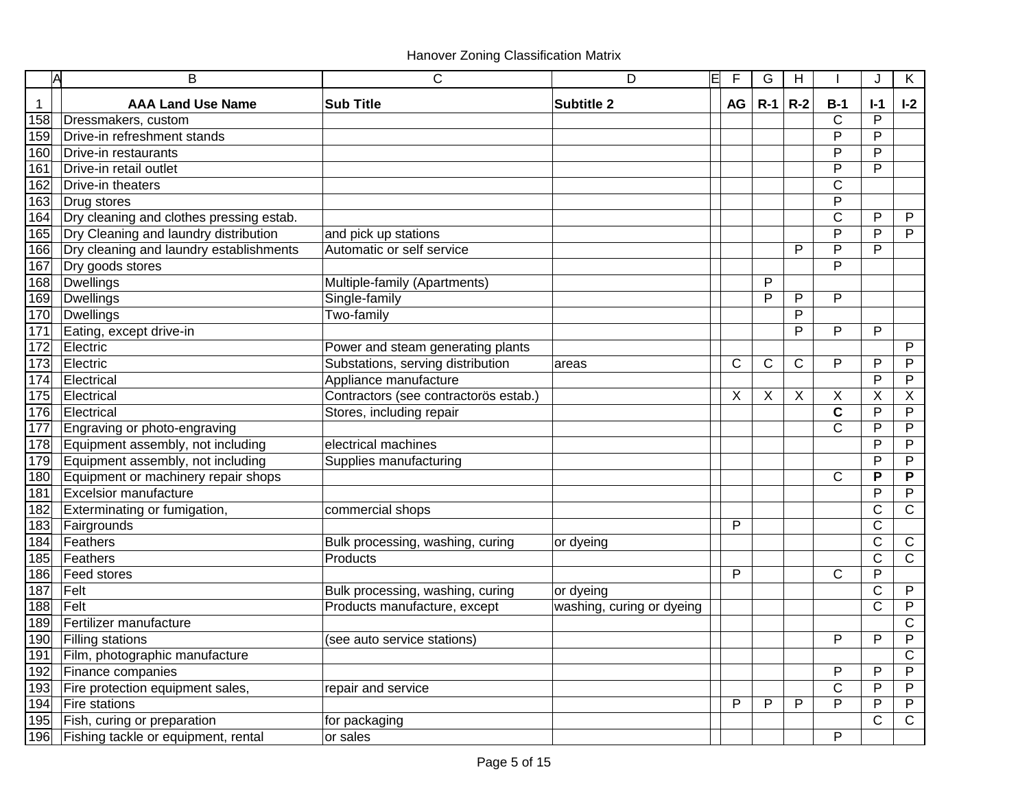# Hanover Zoning Classification Matrix

| | A | B | C | D | E | F | G | H | I | J | K |
|---|---|---|---|---|---|---|---|---|---|---|---|
| 1 | | **AAA Land Use Name** | **Sub Title** | **Subtitle 2** | | **AG** | **R-1** | **R-2** | **B-1** | **I-1** | **I-2** |
| 158 | | Dressmakers, custom | | | | | | | C | P | |
| 159 | | Drive-in refreshment stands | | | | | | | P | P | |
| 160 | | Drive-in restaurants | | | | | | | P | P | |
| 161 | | Drive-in retail outlet | | | | | | | P | P | |
| 162 | | Drive-in theaters | | | | | | | C | | |
| 163 | | Drug stores | | | | | | | P | | |
| 164 | | Dry cleaning and clothes pressing estab. | | | | | | | C | P | P |
| 165 | | Dry Cleaning and laundry distribution | and pick up stations | | | | | | P | P | P |
| 166 | | Dry cleaning and laundry establishments | Automatic or self service | | | | | P | P | P | |
| 167 | | Dry goods stores | | | | | | | P | | |
| 168 | | Dwellings | Multiple-family (Apartments) | | | | P | | | | |
| 169 | | Dwellings | Single-family | | | | P | P | P | | |
| 170 | | Dwellings | Two-family | | | | | P | | | |
| 171 | | Eating, except drive-in | | | | | | P | P | P | |
| 172 | | Electric | Power and steam generating plants | | | | | | | | P |
| 173 | | Electric | Substations, serving distribution | areas | | C | C | C | P | P | P |
| 174 | | Electrical | Appliance manufacture | | | | | | | P | P |
| 175 | | Electrical | Contractors (see contractorös estab.) | | | X | X | X | X | X | X |
| 176 | | Electrical | Stores, including repair | | | | | | **C** | P | P |
| 177 | | Engraving or photo-engraving | | | | | | | C | P | P |
| 178 | | Equipment assembly, not including | electrical machines | | | | | | | P | P |
| 179 | | Equipment assembly, not including | Supplies manufacturing | | | | | | | P | P |
| 180 | | Equipment or machinery repair shops | | | | | | | C | **P** | **P** |
| 181 | | Excelsior manufacture | | | | | | | | P | P |
| 182 | | Exterminating or fumigation, | commercial shops | | | | | | | C | C |
| 183 | | Fairgrounds | | | | P | | | | C | |
| 184 | | Feathers | Bulk processing, washing, curing | or dyeing | | | | | | C | C |
| 185 | | Feathers | Products | | | | | | | C | C |
| 186 | | Feed stores | | | | P | | | C | P | |
| 187 | | Felt | Bulk processing, washing, curing | or dyeing | | | | | | C | P |
| 188 | | Felt | Products manufacture, except | washing, curing or dyeing | | | | | | C | P |
| 189 | | Fertilizer manufacture | | | | | | | | | C |
| 190 | | Filling stations | (see auto service stations) | | | | | | P | P | P |
| 191 | | Film, photographic manufacture | | | | | | | | | C |
| 192 | | Finance companies | | | | | | | P | P | P |
| 193 | | Fire protection equipment sales, | repair and service | | | | | | C | P | P |
| 194 | | Fire stations | | | | P | P | P | P | P | P |
| 195 | | Fish, curing or preparation | for packaging | | | | | | | C | C |
| 196 | | Fishing tackle or equipment, rental | or sales | | | | | | P | | |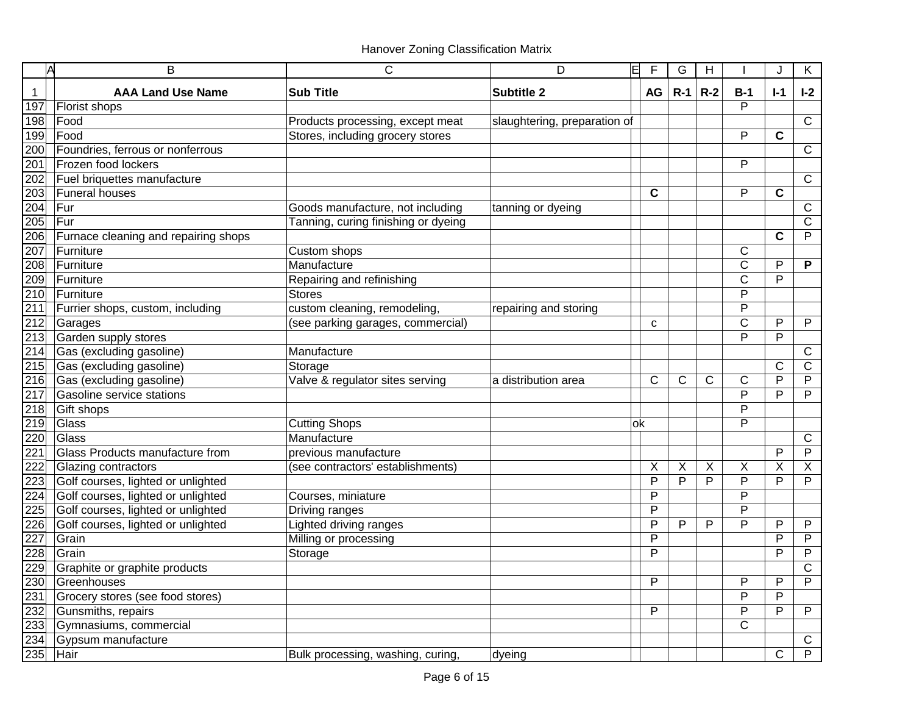Hanover Zoning Classification Matrix

| | A | B | C | D | E | F | G | H | I | J | K |
|---|---|---|---|---|---|---|---|---|---|---|---|
| 1 | | **AAA Land Use Name** | **Sub Title** | **Subtitle 2** | | **AG** | **R-1** | **R-2** | **B-1** | **I-1** | **I-2** |
| 197 | | Florist shops | | | | | | | P | | |
| 198 | | Food | Products processing, except meat | slaughtering, preparation of | | | | | | | C |
| 199 | | Food | Stores, including grocery stores | | | | | | P | **C** | |
| 200 | | Foundries, ferrous or nonferrous | | | | | | | | | C |
| 201 | | Frozen food lockers | | | | | | | P | | |
| 202 | | Fuel briquettes manufacture | | | | | | | | | C |
| 203 | | Funeral houses | | | | **C** | | | P | **C** | |
| 204 | | Fur | Goods manufacture, not including | tanning or dyeing | | | | | | | C |
| 205 | | Fur | Tanning, curing finishing or dyeing | | | | | | | | C |
| 206 | | Furnace cleaning and repairing shops | | | | | | | | **C** | P |
| 207 | | Furniture | Custom shops | | | | | | C | | |
| 208 | | Furniture | Manufacture | | | | | | C | P | **P** |
| 209 | | Furniture | Repairing and refinishing | | | | | | C | P | |
| 210 | | Furniture | Stores | | | | | | P | | |
| 211 | | Furrier shops, custom, including | custom cleaning, remodeling, | repairing and storing | | | | | P | | |
| 212 | | Garages | (see parking garages, commercial) | | | c | | | C | P | P |
| 213 | | Garden supply stores | | | | | | | P | P | |
| 214 | | Gas (excluding gasoline) | Manufacture | | | | | | | | C |
| 215 | | Gas (excluding gasoline) | Storage | | | | | | | C | C |
| 216 | | Gas (excluding gasoline) | Valve & regulator sites serving | a distribution area | | C | C | C | C | P | P |
| 217 | | Gasoline service stations | | | | | | | P | P | P |
| 218 | | Gift shops | | | | | | | P | | |
| 219 | | Glass | Cutting Shops | | ok | | | | P | | |
| 220 | | Glass | Manufacture | | | | | | | | C |
| 221 | | Glass Products manufacture from | previous manufacture | | | | | | | P | P |
| 222 | | Glazing contractors | (see contractors' establishments) | | | X | X | X | X | X | X |
| 223 | | Golf courses, lighted or unlighted | | | | P | P | P | P | P | P |
| 224 | | Golf courses, lighted or unlighted | Courses, miniature | | | P | | | P | | |
| 225 | | Golf courses, lighted or unlighted | Driving ranges | | | P | | | P | | |
| 226 | | Golf courses, lighted or unlighted | Lighted driving ranges | | | P | P | P | P | P | P |
| 227 | | Grain | Milling or processing | | | P | | | | P | P |
| 228 | | Grain | Storage | | | P | | | | P | P |
| 229 | | Graphite or graphite products | | | | | | | | | C |
| 230 | | Greenhouses | | | | P | | | P | P | P |
| 231 | | Grocery stores (see food stores) | | | | | | | P | P | |
| 232 | | Gunsmiths, repairs | | | | P | | | P | P | P |
| 233 | | Gymnasiums, commercial | | | | | | | C | | |
| 234 | | Gypsum manufacture | | | | | | | | | C |
| 235 | | Hair | Bulk processing, washing, curing, | dyeing | | | | | | C | P |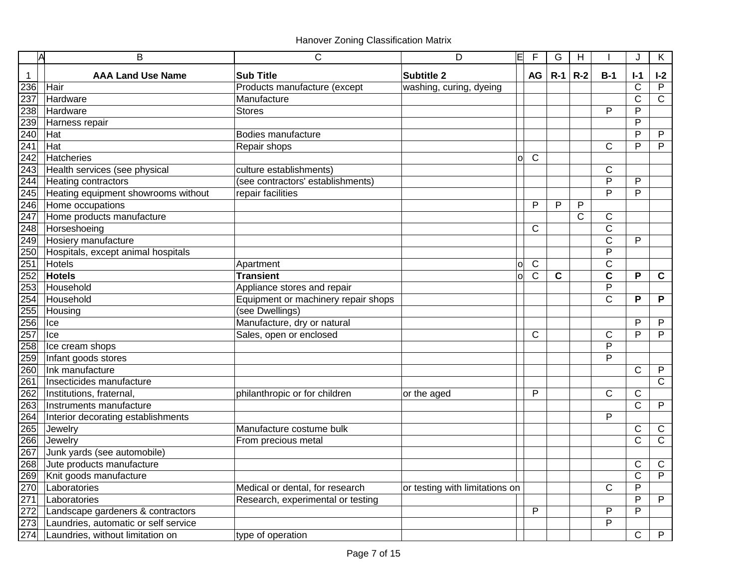Hanover Zoning Classification Matrix

| | A | B | C | D | E | F | G | H | I | J | K |
|---|---|---|---|---|---|---|---|---|---|---|---|
| 1 | | **AAA Land Use Name** | **Sub Title** | **Subtitle 2** | | **AG** | **R-1** | **R-2** | **B-1** | **I-1** | **I-2** |
| 236 | | Hair | Products manufacture (except | washing, curing, dyeing | | | | | | C | P |
| 237 | | Hardware | Manufacture | | | | | | | C | C |
| 238 | | Hardware | Stores | | | | | | P | P | |
| 239 | | Harness repair | | | | | | | | P | |
| 240 | | Hat | Bodies manufacture | | | | | | | P | P |
| 241 | | Hat | Repair shops | | | | | | C | P | P |
| 242 | | Hatcheries | | | o | C | | | | | |
| 243 | | Health services (see physical | culture establishments) | | | | | | C | | |
| 244 | | Heating contractors | (see contractors' establishments) | | | | | | P | P | |
| 245 | | Heating equipment showrooms without | repair facilities | | | | | | P | P | |
| 246 | | Home occupations | | | | P | P | P | | | |
| 247 | | Home products manufacture | | | | | | C | C | | |
| 248 | | Horseshoeing | | | | C | | | C | | |
| 249 | | Hosiery manufacture | | | | | | | C | P | |
| 250 | | Hospitals, except animal hospitals | | | | | | | P | | |
| 251 | | Hotels | Apartment | | o | C | | | C | | |
| 252 | | **Hotels** | **Transient** | | o | C | **C** | | **C** | **P** | **C** |
| 253 | | Household | Appliance stores and repair | | | | | | P | | |
| 254 | | Household | Equipment or machinery repair shops | | | | | | C | **P** | **P** |
| 255 | | Housing | (see Dwellings) | | | | | | | | |
| 256 | | Ice | Manufacture, dry or natural | | | | | | | P | P |
| 257 | | Ice | Sales, open or enclosed | | | C | | | C | P | P |
| 258 | | Ice cream shops | | | | | | | P | | |
| 259 | | Infant goods stores | | | | | | | P | | |
| 260 | | Ink manufacture | | | | | | | | C | P |
| 261 | | Insecticides manufacture | | | | | | | | | C |
| 262 | | Institutions, fraternal, | philanthropic or for children | or the aged | | P | | | C | C | |
| 263 | | Instruments manufacture | | | | | | | | C | P |
| 264 | | Interior decorating establishments | | | | | | | P | | |
| 265 | | Jewelry | Manufacture costume bulk | | | | | | | C | C |
| 266 | | Jewelry | From precious metal | | | | | | | C | C |
| 267 | | Junk yards (see automobile) | | | | | | | | | |
| 268 | | Jute products manufacture | | | | | | | | C | C |
| 269 | | Knit goods manufacture | | | | | | | | C | P |
| 270 | | Laboratories | Medical or dental, for research | or testing with limitations on | | | | | C | P | |
| 271 | | Laboratories | Research, experimental or testing | | | | | | | P | P |
| 272 | | Landscape gardeners & contractors | | | | P | | | P | P | |
| 273 | | Laundries, automatic or self service | | | | | | | P | | |
| 274 | | Laundries, without limitation on | type of operation | | | | | | | C | P |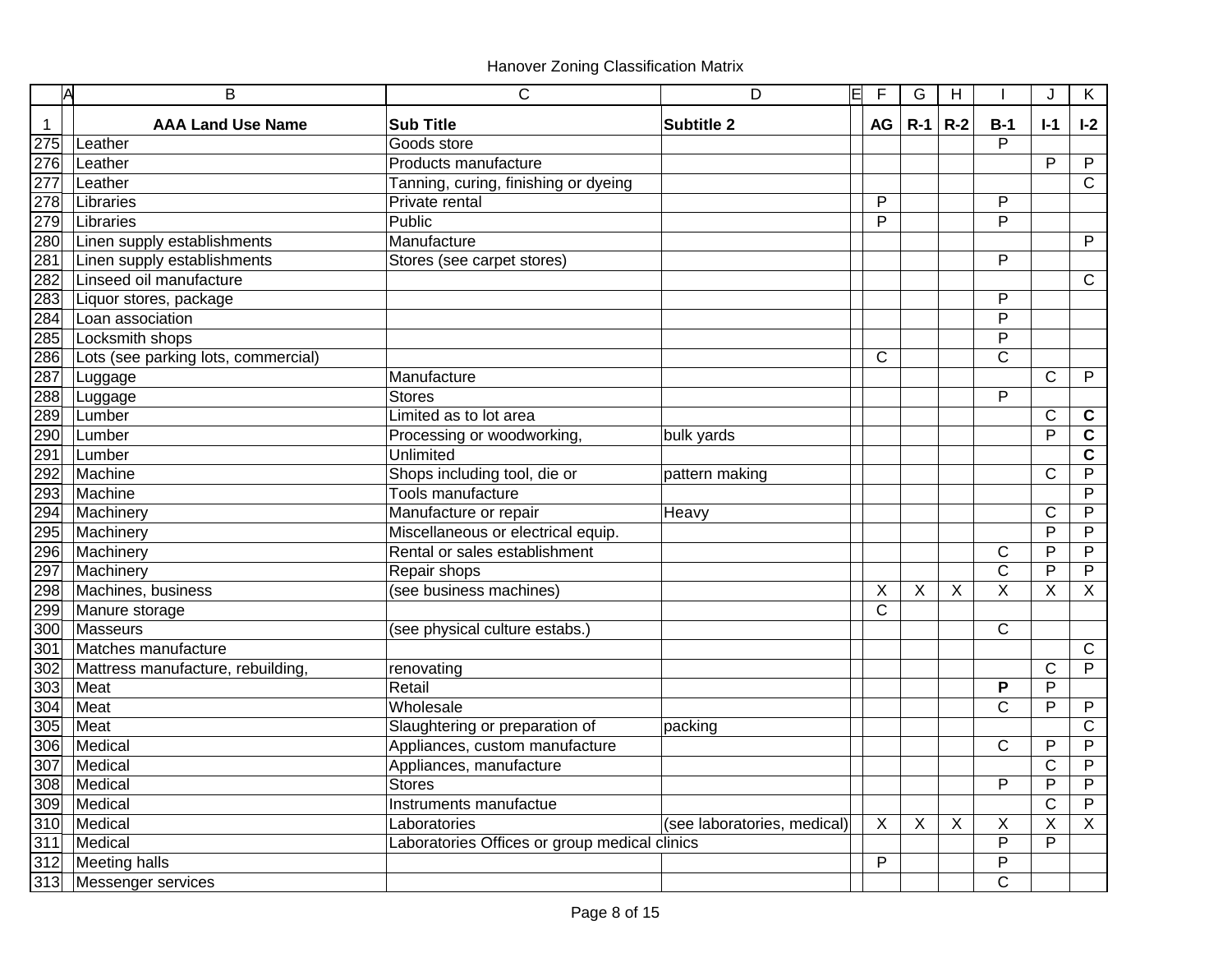Hanover Zoning Classification Matrix

| | A | B | C | D | E | F | G | H | I | J | K |
|---|---|---|---|---|---|---|---|---|---|---|---|
| 1 | | **AAA Land Use Name** | **Sub Title** | **Subtitle 2** | | **AG** | **R-1** | **R-2** | **B-1** | **I-1** | **I-2** |
| 275 | | Leather | Goods store | | | | | | P | | |
| 276 | | Leather | Products manufacture | | | | | | | P | P |
| 277 | | Leather | Tanning, curing, finishing or dyeing | | | | | | | | C |
| 278 | | Libraries | Private rental | | | P | | | P | | |
| 279 | | Libraries | Public | | | P | | | P | | |
| 280 | | Linen supply establishments | Manufacture | | | | | | | | P |
| 281 | | Linen supply establishments | Stores (see carpet stores) | | | | | | P | | |
| 282 | | Linseed oil manufacture | | | | | | | | | C |
| 283 | | Liquor stores, package | | | | | | | P | | |
| 284 | | Loan association | | | | | | | P | | |
| 285 | | Locksmith shops | | | | | | | P | | |
| 286 | | Lots (see parking lots, commercial) | | | | C | | | C | | |
| 287 | | Luggage | Manufacture | | | | | | | C | P |
| 288 | | Luggage | Stores | | | | | | P | | |
| 289 | | Lumber | Limited as to lot area | | | | | | | C | **C** |
| 290 | | Lumber | Processing or woodworking, | bulk yards | | | | | | P | **C** |
| 291 | | Lumber | Unlimited | | | | | | | | **C** |
| 292 | | Machine | Shops including tool, die or | pattern making | | | | | | C | P |
| 293 | | Machine | Tools manufacture | | | | | | | | P |
| 294 | | Machinery | Manufacture or repair | Heavy | | | | | | C | P |
| 295 | | Machinery | Miscellaneous or electrical equip. | | | | | | | P | P |
| 296 | | Machinery | Rental or sales establishment | | | | | | C | P | P |
| 297 | | Machinery | Repair shops | | | | | | C | P | P |
| 298 | | Machines, business | (see business machines) | | | X | X | X | X | X | X |
| 299 | | Manure storage | | | | C | | | | | |
| 300 | | Masseurs | (see physical culture estabs.) | | | | | | C | | |
| 301 | | Matches manufacture | | | | | | | | | C |
| 302 | | Mattress manufacture, rebuilding, | renovating | | | | | | | C | P |
| 303 | | Meat | Retail | | | | | | **P** | P | |
| 304 | | Meat | Wholesale | | | | | | C | P | P |
| 305 | | Meat | Slaughtering or preparation of | packing | | | | | | | C |
| 306 | | Medical | Appliances, custom manufacture | | | | | | C | P | P |
| 307 | | Medical | Appliances, manufacture | | | | | | | C | P |
| 308 | | Medical | Stores | | | | | | P | P | P |
| 309 | | Medical | Instruments manufactue | | | | | | | C | P |
| 310 | | Medical | Laboratories | (see laboratories, medical) | | X | X | X | X | X | X |
| 311 | | Medical | Laboratories Offices or group medical clinics | | | | | | P | P | |
| 312 | | Meeting halls | | | | P | | | P | | |
| 313 | | Messenger services | | | | | | | C | | |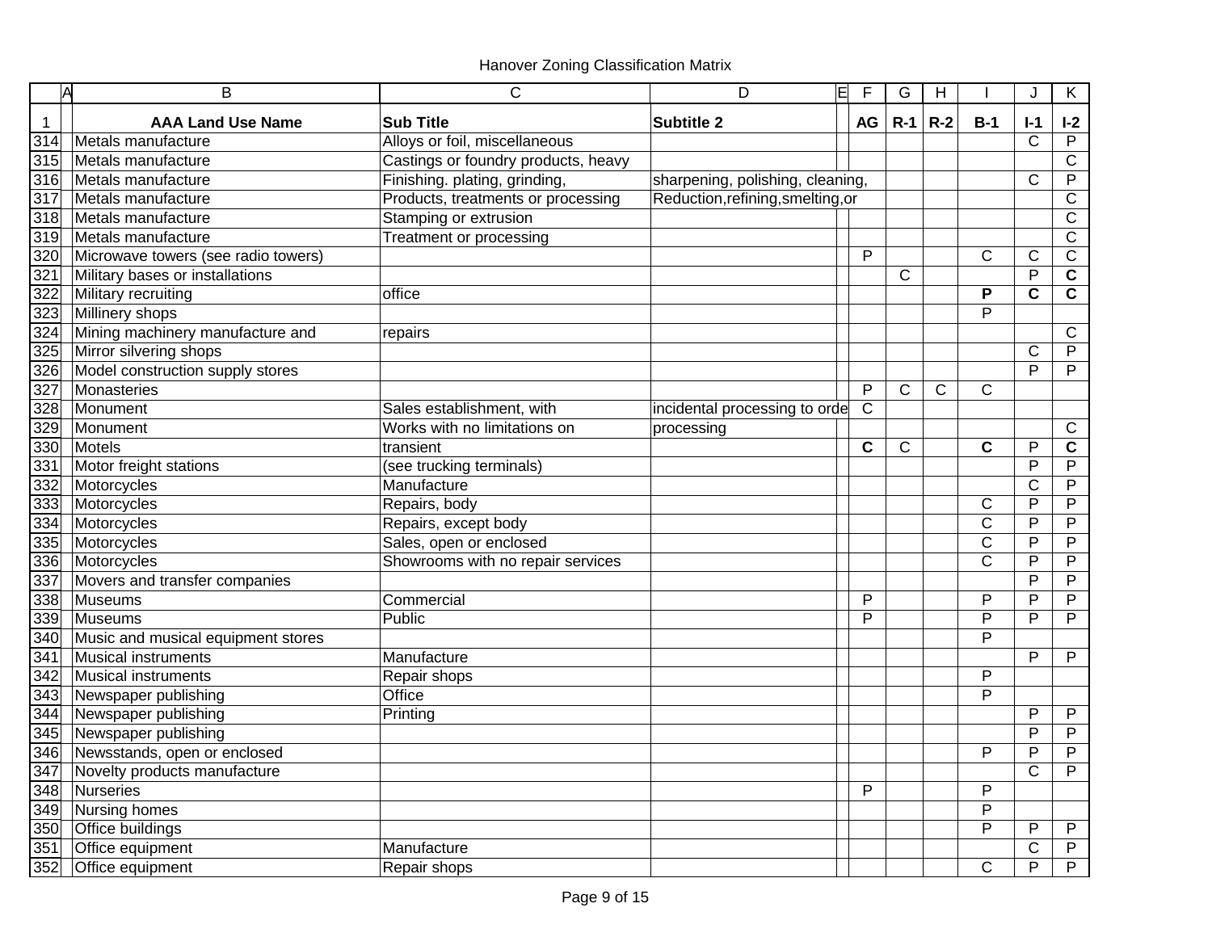Hanover Zoning Classification Matrix

| | A | B | C | D | E | F | G | H | I | J | K |
|---|---|---|---|---|---|---|---|---|---|---|---|
| 1 | | **AAA Land Use Name** | **Sub Title** | **Subtitle 2** | | **AG** | **R-1** | **R-2** | **B-1** | **I-1** | **I-2** |
| 314 | | Metals manufacture | Alloys or foil, miscellaneous | | | | | | | C | P |
| 315 | | Metals manufacture | Castings or foundry products, heavy | | | | | | | | C |
| 316 | | Metals manufacture | Finishing. plating, grinding, | sharpening, polishing, cleaning, | | | | | | C | P |
| 317 | | Metals manufacture | Products, treatments or processing | Reduction,refining,smelting,or | | | | | | | C |
| 318 | | Metals manufacture | Stamping or extrusion | | | | | | | | C |
| 319 | | Metals manufacture | Treatment or processing | | | | | | | | C |
| 320 | | Microwave towers (see radio towers) | | | | P | | | C | C | C |
| 321 | | Military bases or installations | | | | | C | | | P | **C** |
| 322 | | Military recruiting | office | | | | | | **P** | **C** | **C** |
| 323 | | Millinery shops | | | | | | | P | | |
| 324 | | Mining machinery manufacture and | repairs | | | | | | | | C |
| 325 | | Mirror silvering shops | | | | | | | | C | P |
| 326 | | Model construction supply stores | | | | | | | | P | P |
| 327 | | Monasteries | | | | P | C | C | C | | |
| 328 | | Monument | Sales establishment, with | incidental processing to orde | | C | | | | | |
| 329 | | Monument | Works with no limitations on | processing | | | | | | | C |
| 330 | | Motels | transient | | | **C** | C | | **C** | P | **C** |
| 331 | | Motor freight stations | (see trucking terminals) | | | | | | | P | P |
| 332 | | Motorcycles | Manufacture | | | | | | | C | P |
| 333 | | Motorcycles | Repairs, body | | | | | | C | P | P |
| 334 | | Motorcycles | Repairs, except body | | | | | | C | P | P |
| 335 | | Motorcycles | Sales, open or enclosed | | | | | | C | P | P |
| 336 | | Motorcycles | Showrooms with no repair services | | | | | | C | P | P |
| 337 | | Movers and transfer companies | | | | | | | | P | P |
| 338 | | Museums | Commercial | | | P | | | P | P | P |
| 339 | | Museums | Public | | | P | | | P | P | P |
| 340 | | Music and musical equipment stores | | | | | | | P | | |
| 341 | | Musical instruments | Manufacture | | | | | | | P | P |
| 342 | | Musical instruments | Repair shops | | | | | | P | | |
| 343 | | Newspaper publishing | Office | | | | | | P | | |
| 344 | | Newspaper publishing | Printing | | | | | | | P | P |
| 345 | | Newspaper publishing | | | | | | | | P | P |
| 346 | | Newsstands, open or enclosed | | | | | | | P | P | P |
| 347 | | Novelty products manufacture | | | | | | | | C | P |
| 348 | | Nurseries | | | | P | | | P | | |
| 349 | | Nursing homes | | | | | | | P | | |
| 350 | | Office buildings | | | | | | | P | P | P |
| 351 | | Office equipment | Manufacture | | | | | | | C | P |
| 352 | | Office equipment | Repair shops | | | | | | C | P | P |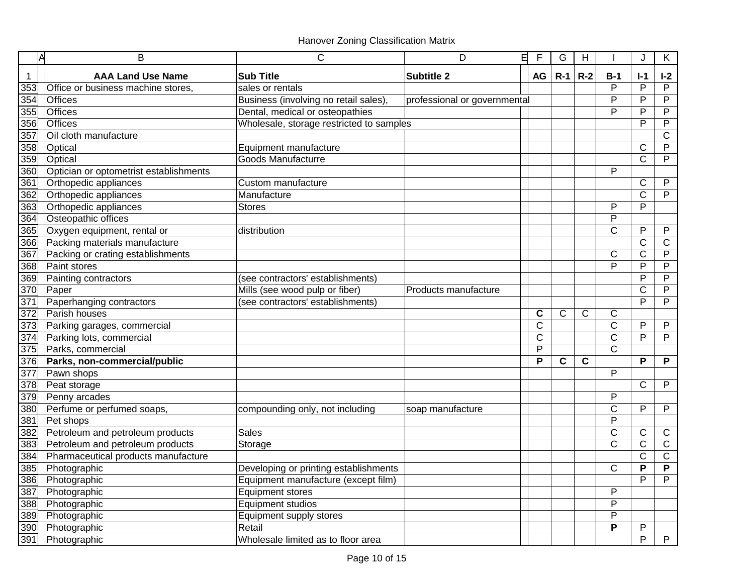Hanover Zoning Classification Matrix

| | A | B | C | D | E | F | G | H | I | J | K |
|---|---|---|---|---|---|---|---|---|---|---|---|
| 1 | | **AAA Land Use Name** | **Sub Title** | **Subtitle 2** | | **AG** | **R-1** | **R-2** | **B-1** | **I-1** | **I-2** |
| 353 | | Office or business machine stores, | sales or rentals | | | | | | P | P | P |
| 354 | | Offices | Business (involving no retail sales), | professional or governmental | | | | | P | P | P |
| 355 | | Offices | Dental, medical or osteopathies | | | | | | P | P | P |
| 356 | | Offices | Wholesale, storage restricted to samples | | | | | | | P | P |
| 357 | | Oil cloth manufacture | | | | | | | | | C |
| 358 | | Optical | Equipment manufacture | | | | | | | C | P |
| 359 | | Optical | Goods Manufacturre | | | | | | | C | P |
| 360 | | Optician or optometrist establishments | | | | | | | P | | |
| 361 | | Orthopedic appliances | Custom manufacture | | | | | | | C | P |
| 362 | | Orthopedic appliances | Manufacture | | | | | | | C | P |
| 363 | | Orthopedic appliances | Stores | | | | | | P | P | |
| 364 | | Osteopathic offices | | | | | | | P | | |
| 365 | | Oxygen equipment, rental or | distribution | | | | | | C | P | P |
| 366 | | Packing materials manufacture | | | | | | | | C | C |
| 367 | | Packing or crating establishments | | | | | | | C | C | P |
| 368 | | Paint stores | | | | | | | P | P | P |
| 369 | | Painting contractors | (see contractors' establishments) | | | | | | | P | P |
| 370 | | Paper | Mills (see wood pulp or fiber) | Products manufacture | | | | | | C | P |
| 371 | | Paperhanging contractors | (see contractors' establishments) | | | | | | | P | P |
| 372 | | Parish houses | | | | **C** | C | C | C | | |
| 373 | | Parking garages, commercial | | | | C | | | C | P | P |
| 374 | | Parking lots, commercial | | | | C | | | C | P | P |
| 375 | | Parks, commercial | | | | P | | | C | | |
| 376 | | **Parks, non-commercial/public** | | | | **P** | **C** | **C** | | **P** | **P** |
| 377 | | Pawn shops | | | | | | | P | | |
| 378 | | Peat storage | | | | | | | | C | P |
| 379 | | Penny arcades | | | | | | | P | | |
| 380 | | Perfume or perfumed soaps, | compounding only, not including | soap manufacture | | | | | C | P | P |
| 381 | | Pet shops | | | | | | | P | | |
| 382 | | Petroleum and petroleum products | Sales | | | | | | C | C | C |
| 383 | | Petroleum and petroleum products | Storage | | | | | | C | C | C |
| 384 | | Pharmaceutical products manufacture | | | | | | | | C | C |
| 385 | | Photographic | Developing or printing establishments | | | | | | C | **P** | **P** |
| 386 | | Photographic | Equipment manufacture (except film) | | | | | | | P | P |
| 387 | | Photographic | Equipment stores | | | | | | P | | |
| 388 | | Photographic | Equipment studios | | | | | | P | | |
| 389 | | Photographic | Equipment supply stores | | | | | | P | | |
| 390 | | Photographic | Retail | | | | | | **P** | P | |
| 391 | | Photographic | Wholesale limited as to floor area | | | | | | | P | P |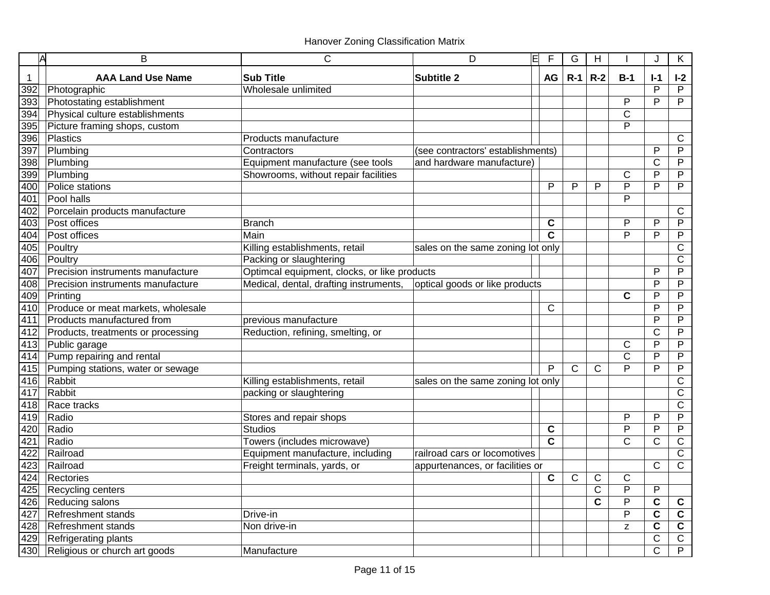Hanover Zoning Classification Matrix

| | A | B | C | D | E | F | G | H | I | J | K |
|---|---|---|---|---|---|---|---|---|---|---|---|
| 1 | | **AAA Land Use Name** | **Sub Title** | **Subtitle 2** | | **AG** | **R-1** | **R-2** | **B-1** | **I-1** | **I-2** |
| 392 | | Photographic | Wholesale unlimited | | | | | | | P | P |
| 393 | | Photostating establishment | | | | | | | P | P | P |
| 394 | | Physical culture establishments | | | | | | | C | | |
| 395 | | Picture framing shops, custom | | | | | | | P | | |
| 396 | | Plastics | Products manufacture | | | | | | | | C |
| 397 | | Plumbing | Contractors | (see contractors' establishments) | | | | | | P | P |
| 398 | | Plumbing | Equipment manufacture (see tools | and hardware manufacture) | | | | | | C | P |
| 399 | | Plumbing | Showrooms, without repair facilities | | | | | | C | P | P |
| 400 | | Police stations | | | | P | P | P | P | P | P |
| 401 | | Pool halls | | | | | | | P | | |
| 402 | | Porcelain products manufacture | | | | | | | | | C |
| 403 | | Post offices | Branch | | | **C** | | | P | P | P |
| 404 | | Post offices | Main | | | **C** | | | P | P | P |
| 405 | | Poultry | Killing establishments, retail | sales on the same zoning lot only | | | | | | | C |
| 406 | | Poultry | Packing or slaughtering | | | | | | | | C |
| 407 | | Precision instruments manufacture | Optimcal equipment, clocks, or like products | | | | | | | P | P |
| 408 | | Precision instruments manufacture | Medical, dental, drafting instruments, | optical goods or like products | | | | | | P | P |
| 409 | | Printing | | | | | | | **C** | P | P |
| 410 | | Produce or meat markets, wholesale | | | | C | | | | P | P |
| 411 | | Products manufactured from | previous manufacture | | | | | | | P | P |
| 412 | | Products, treatments or processing | Reduction, refining, smelting, or | | | | | | | C | P |
| 413 | | Public garage | | | | | | | C | P | P |
| 414 | | Pump repairing and rental | | | | | | | C | P | P |
| 415 | | Pumping stations, water or sewage | | | | P | C | C | P | P | P |
| 416 | | Rabbit | Killing establishments, retail | sales on the same zoning lot only | | | | | | | C |
| 417 | | Rabbit | packing or slaughtering | | | | | | | | C |
| 418 | | Race tracks | | | | | | | | | C |
| 419 | | Radio | Stores and repair shops | | | | | | P | P | P |
| 420 | | Radio | Studios | | | **C** | | | P | P | P |
| 421 | | Radio | Towers (includes microwave) | | | **C** | | | C | C | C |
| 422 | | Railroad | Equipment manufacture, including | railroad cars or locomotives | | | | | | | C |
| 423 | | Railroad | Freight terminals, yards, or | appurtenances, or facilities or | | | | | | C | C |
| 424 | | Rectories | | | | **C** | C | C | C | | |
| 425 | | Recycling centers | | | | | | C | P | P | |
| 426 | | Reducing salons | | | | | | **C** | P | **C** | **C** |
| 427 | | Refreshment stands | Drive-in | | | | | | P | **C** | **C** |
| 428 | | Refreshment stands | Non drive-in | | | | | | z | **C** | **C** |
| 429 | | Refrigerating plants | | | | | | | | C | C |
| 430 | | Religious or church art goods | Manufacture | | | | | | | C | P |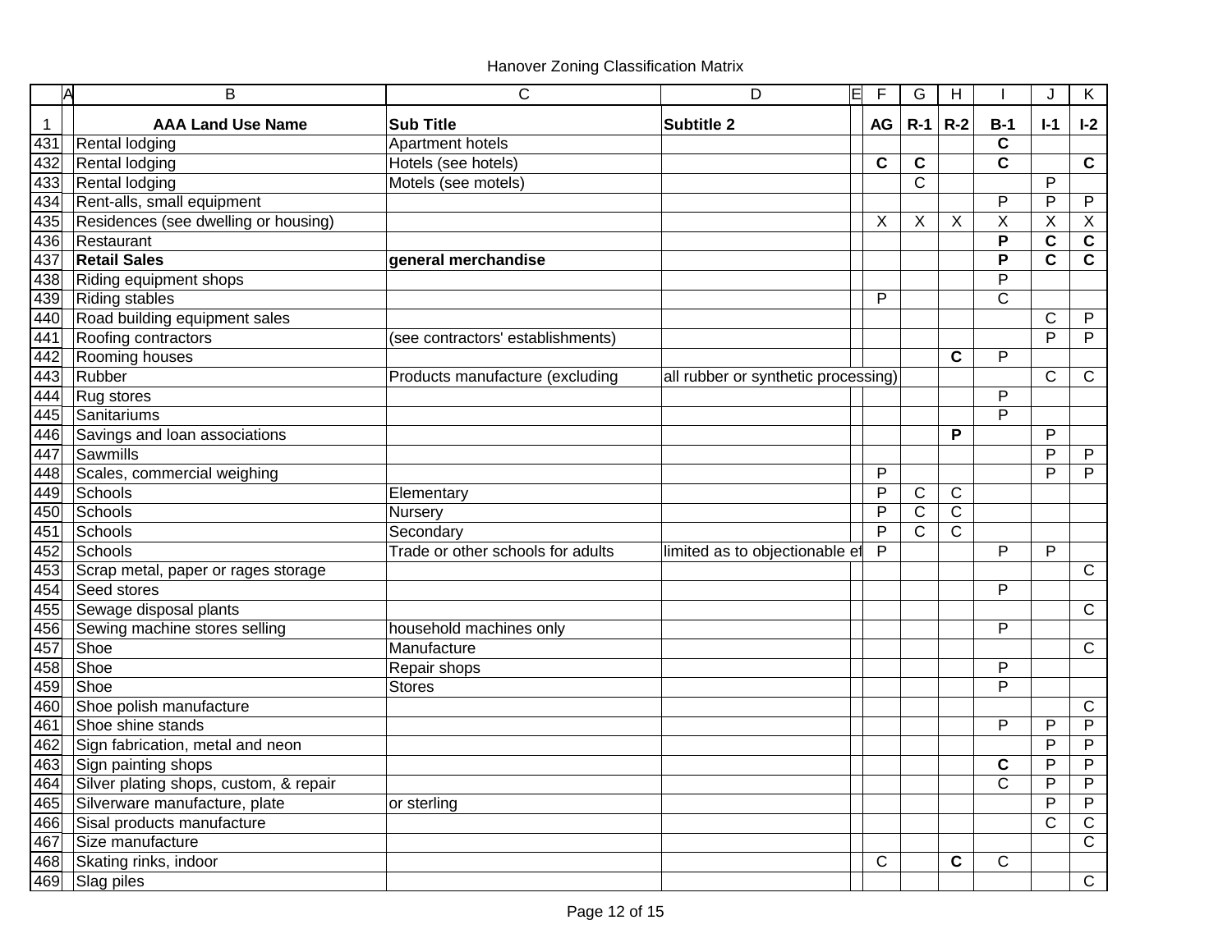Hanover Zoning Classification Matrix

| | A | B | C | D | E | F | G | H | I | J | K |
|---|---|---|---|---|---|---|---|---|---|---|---|
| 1 | | **AAA Land Use Name** | **Sub Title** | **Subtitle 2** | | **AG** | **R-1** | **R-2** | **B-1** | **I-1** | **I-2** |
| 431 | | Rental lodging | Apartment hotels | | | | | | **C** | | |
| 432 | | Rental lodging | Hotels (see hotels) | | | **C** | **C** | | **C** | | **C** |
| 433 | | Rental lodging | Motels (see motels) | | | | C | | | P | |
| 434 | | Rent-alls, small equipment | | | | | | | P | P | P |
| 435 | | Residences (see dwelling or housing) | | | | X | X | X | X | X | X |
| 436 | | Restaurant | | | | | | | **P** | **C** | **C** |
| 437 | | **Retail Sales** | **general merchandise** | | | | | | **P** | **C** | **C** |
| 438 | | Riding equipment shops | | | | | | | P | | |
| 439 | | Riding stables | | | | P | | | C | | |
| 440 | | Road building equipment sales | | | | | | | | C | P |
| 441 | | Roofing contractors | (see contractors' establishments) | | | | | | | P | P |
| 442 | | Rooming houses | | | | | | **C** | P | | |
| 443 | | Rubber | Products manufacture (excluding | all rubber or synthetic processing) | | | | | | C | C |
| 444 | | Rug stores | | | | | | | P | | |
| 445 | | Sanitariums | | | | | | | P | | |
| 446 | | Savings and loan associations | | | | | | **P** | | P | |
| 447 | | Sawmills | | | | | | | | P | P |
| 448 | | Scales, commercial weighing | | | | P | | | | P | P |
| 449 | | Schools | Elementary | | | P | C | C | | | |
| 450 | | Schools | Nursery | | | P | C | C | | | |
| 451 | | Schools | Secondary | | | P | C | C | | | |
| 452 | | Schools | Trade or other schools for adults | limited as to objectionable ef | | P | | | P | P | |
| 453 | | Scrap metal, paper or rages storage | | | | | | | | | C |
| 454 | | Seed stores | | | | | | | P | | |
| 455 | | Sewage disposal plants | | | | | | | | | C |
| 456 | | Sewing machine stores selling | household machines only | | | | | | P | | |
| 457 | | Shoe | Manufacture | | | | | | | | C |
| 458 | | Shoe | Repair shops | | | | | | P | | |
| 459 | | Shoe | Stores | | | | | | P | | |
| 460 | | Shoe polish manufacture | | | | | | | | | C |
| 461 | | Shoe shine stands | | | | | | | P | P | P |
| 462 | | Sign fabrication, metal and neon | | | | | | | | P | P |
| 463 | | Sign painting shops | | | | | | | **C** | P | P |
| 464 | | Silver plating shops, custom, & repair | | | | | | | C | P | P |
| 465 | | Silverware manufacture, plate | or sterling | | | | | | | P | P |
| 466 | | Sisal products manufacture | | | | | | | | C | C |
| 467 | | Size manufacture | | | | | | | | | C |
| 468 | | Skating rinks, indoor | | | | C | | **C** | C | | |
| 469 | | Slag piles | | | | | | | | | C |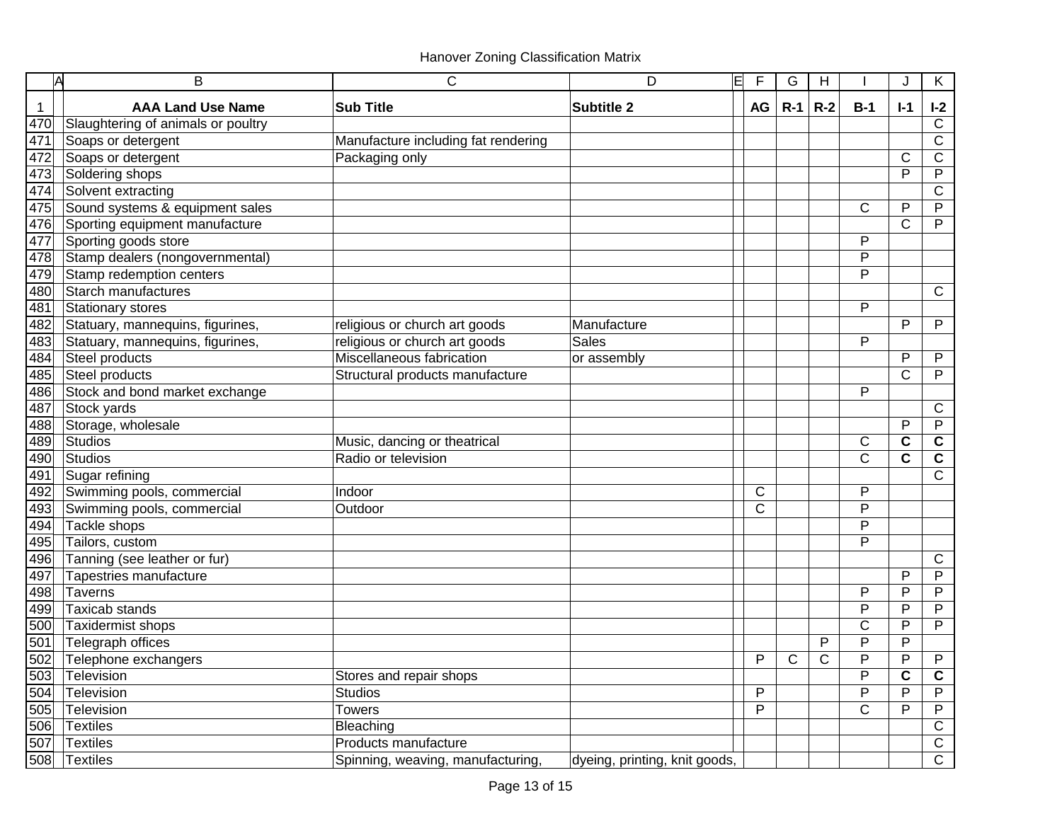Hanover Zoning Classification Matrix

| | A | B | C | D | E | F | G | H | I | J | K |
|---|---|---|---|---|---|---|---|---|---|---|---|
| 1 | | **AAA Land Use Name** | **Sub Title** | **Subtitle 2** | | **AG** | **R-1** | **R-2** | **B-1** | **I-1** | **I-2** |
| 470 | | Slaughtering of animals or poultry | | | | | | | | | C |
| 471 | | Soaps or detergent | Manufacture including fat rendering | | | | | | | | C |
| 472 | | Soaps or detergent | Packaging only | | | | | | | C | C |
| 473 | | Soldering shops | | | | | | | | P | P |
| 474 | | Solvent extracting | | | | | | | | | C |
| 475 | | Sound systems & equipment sales | | | | | | | C | P | P |
| 476 | | Sporting equipment manufacture | | | | | | | | C | P |
| 477 | | Sporting goods store | | | | | | | P | | |
| 478 | | Stamp dealers (nongovernmental) | | | | | | | P | | |
| 479 | | Stamp redemption centers | | | | | | | P | | |
| 480 | | Starch manufactures | | | | | | | | | C |
| 481 | | Stationary stores | | | | | | | P | | |
| 482 | | Statuary, mannequins, figurines, | religious or church art goods | Manufacture | | | | | | P | P |
| 483 | | Statuary, mannequins, figurines, | religious or church art goods | Sales | | | | | P | | |
| 484 | | Steel products | Miscellaneous fabrication | or assembly | | | | | | P | P |
| 485 | | Steel products | Structural products manufacture | | | | | | | C | P |
| 486 | | Stock and bond market exchange | | | | | | | P | | |
| 487 | | Stock yards | | | | | | | | | C |
| 488 | | Storage, wholesale | | | | | | | | P | P |
| 489 | | Studios | Music, dancing or theatrical | | | | | | C | **C** | **C** |
| 490 | | Studios | Radio or television | | | | | | C | **C** | **C** |
| 491 | | Sugar refining | | | | | | | | | C |
| 492 | | Swimming pools, commercial | Indoor | | | C | | | P | | |
| 493 | | Swimming pools, commercial | Outdoor | | | C | | | P | | |
| 494 | | Tackle shops | | | | | | | P | | |
| 495 | | Tailors, custom | | | | | | | P | | |
| 496 | | Tanning (see leather or fur) | | | | | | | | | C |
| 497 | | Tapestries manufacture | | | | | | | | P | P |
| 498 | | Taverns | | | | | | | P | P | P |
| 499 | | Taxicab stands | | | | | | | P | P | P |
| 500 | | Taxidermist shops | | | | | | | C | P | P |
| 501 | | Telegraph offices | | | | | | P | P | P | |
| 502 | | Telephone exchangers | | | | P | C | C | P | P | P |
| 503 | | Television | Stores and repair shops | | | | | | P | **C** | **C** |
| 504 | | Television | Studios | | | P | | | P | P | P |
| 505 | | Television | Towers | | | P | | | C | P | P |
| 506 | | Textiles | Bleaching | | | | | | | | C |
| 507 | | Textiles | Products manufacture | | | | | | | | C |
| 508 | | Textiles | Spinning, weaving, manufacturing, | dyeing, printing, knit goods, | | | | | | | C |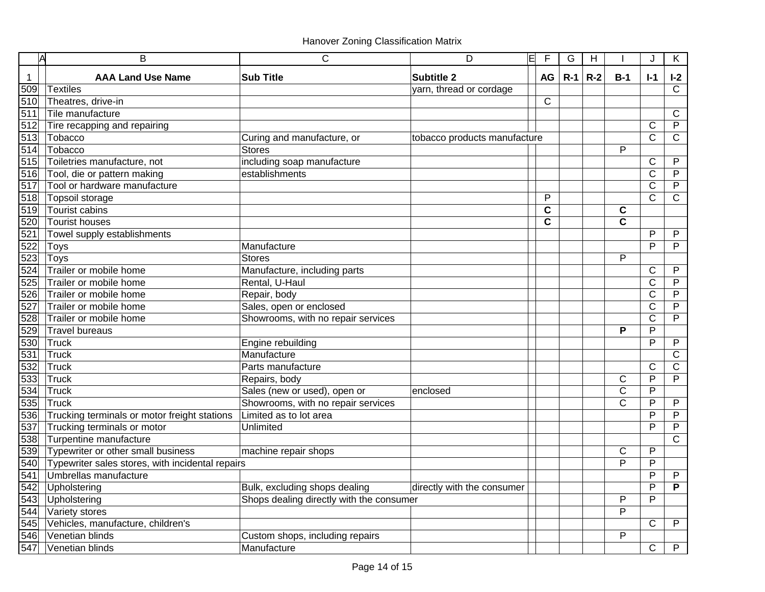Hanover Zoning Classification Matrix

| | A | B | C | D | E | F | G | H | I | J | K |
|---|---|---|---|---|---|---|---|---|---|---|---|
| 1 | | **AAA Land Use Name** | **Sub Title** | **Subtitle 2** | | **AG** | **R-1** | **R-2** | **B-1** | **I-1** | **I-2** |
| 509 | | Textiles | | yarn, thread or cordage | | | | | | | C |
| 510 | | Theatres, drive-in | | | | C | | | | | |
| 511 | | Tile manufacture | | | | | | | | | C |
| 512 | | Tire recapping and repairing | | | | | | | | C | P |
| 513 | | Tobacco | Curing and manufacture, or | tobacco products manufacture | | | | | | C | C |
| 514 | | Tobacco | Stores | | | | | | P | | |
| 515 | | Toiletries manufacture, not | including soap manufacture | | | | | | | C | P |
| 516 | | Tool, die or pattern making | establishments | | | | | | | C | P |
| 517 | | Tool or hardware manufacture | | | | | | | | C | P |
| 518 | | Topsoil storage | | | | P | | | | C | C |
| 519 | | Tourist cabins | | | | **C** | | | **C** | | |
| 520 | | Tourist houses | | | | **C** | | | **C** | | |
| 521 | | Towel supply establishments | | | | | | | | P | P |
| 522 | | Toys | Manufacture | | | | | | | P | P |
| 523 | | Toys | Stores | | | | | | P | | |
| 524 | | Trailer or mobile home | Manufacture, including parts | | | | | | | C | P |
| 525 | | Trailer or mobile home | Rental, U-Haul | | | | | | | C | P |
| 526 | | Trailer or mobile home | Repair, body | | | | | | | C | P |
| 527 | | Trailer or mobile home | Sales, open or enclosed | | | | | | | C | P |
| 528 | | Trailer or mobile home | Showrooms, with no repair services | | | | | | | C | P |
| 529 | | Travel bureaus | | | | | | | **P** | P | |
| 530 | | Truck | Engine rebuilding | | | | | | | P | P |
| 531 | | Truck | Manufacture | | | | | | | | C |
| 532 | | Truck | Parts manufacture | | | | | | | C | C |
| 533 | | Truck | Repairs, body | | | | | | C | P | P |
| 534 | | Truck | Sales (new or used), open or | enclosed | | | | | C | P | |
| 535 | | Truck | Showrooms, with no repair services | | | | | | C | P | P |
| 536 | | Trucking terminals or motor freight stations | Limited as to lot area | | | | | | | P | P |
| 537 | | Trucking terminals or motor | Unlimited | | | | | | | P | P |
| 538 | | Turpentine manufacture | | | | | | | | | C |
| 539 | | Typewriter or other small business | machine repair shops | | | | | | C | P | |
| 540 | | Typewriter sales stores, with incidental repairs | | | | | | | P | P | |
| 541 | | Umbrellas manufacture | | | | | | | | P | P |
| 542 | | Upholstering | Bulk, excluding shops dealing | directly with the consumer | | | | | | P | **P** |
| 543 | | Upholstering | Shops dealing directly with the consumer | | | | | | P | P | |
| 544 | | Variety stores | | | | | | | P | | |
| 545 | | Vehicles, manufacture, children's | | | | | | | | C | P |
| 546 | | Venetian blinds | Custom shops, including repairs | | | | | | P | | |
| 547 | | Venetian blinds | Manufacture | | | | | | | C | P |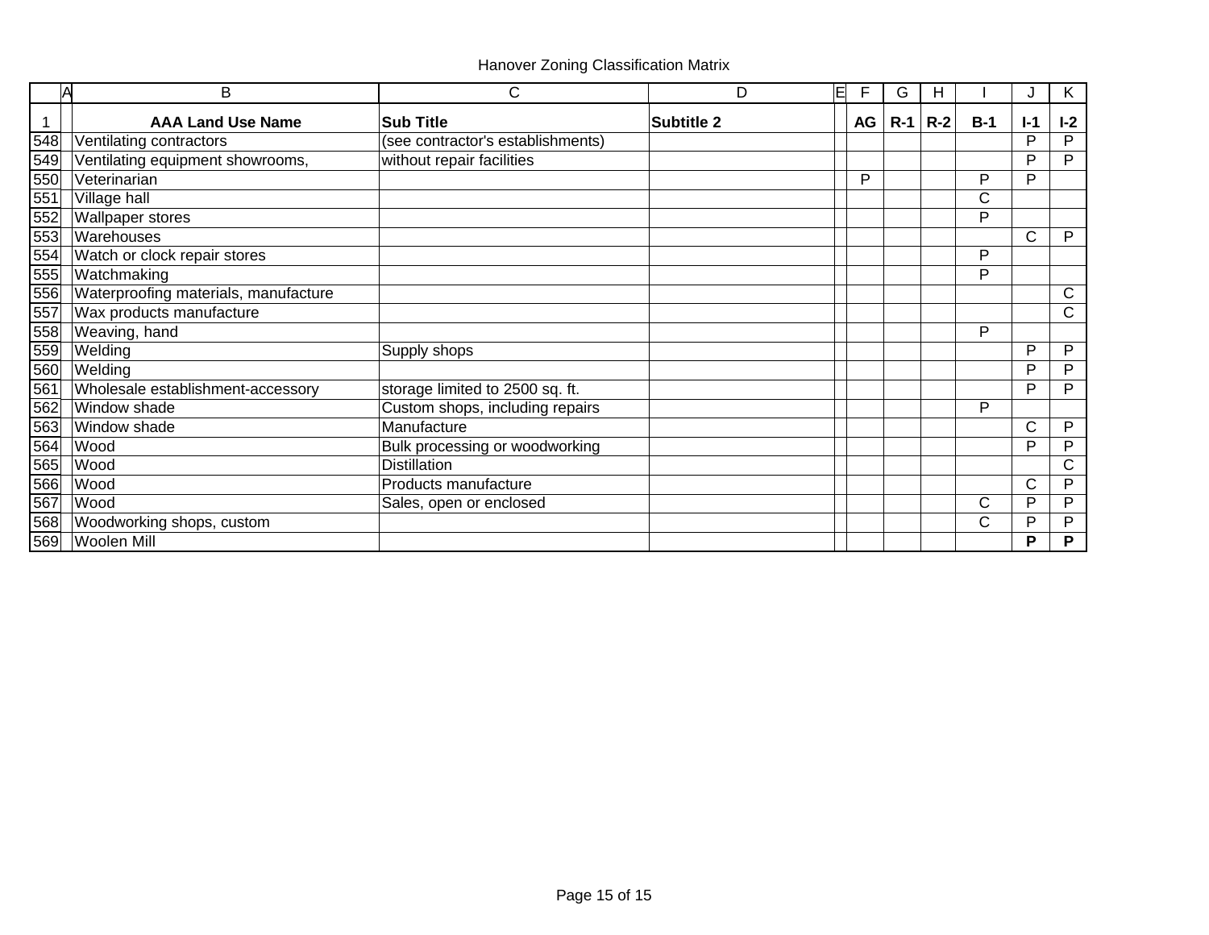Hanover Zoning Classification Matrix

| | A | B | C | D | E | F | G | H | I | J | K |
|---|---|---|---|---|---|---|---|---|---|---|---|
| 1 | | **AAA Land Use Name** | **Sub Title** | **Subtitle 2** | | **AG** | **R-1** | **R-2** | **B-1** | **I-1** | **I-2** |
| 548 | | Ventilating contractors | (see contractor's establishments) | | | | | | | P | P |
| 549 | | Ventilating equipment showrooms, | without repair facilities | | | | | | | P | P |
| 550 | | Veterinarian | | | | P | | | P | P | |
| 551 | | Village hall | | | | | | | C | | |
| 552 | | Wallpaper stores | | | | | | | P | | |
| 553 | | Warehouses | | | | | | | | C | P |
| 554 | | Watch or clock repair stores | | | | | | | P | | |
| 555 | | Watchmaking | | | | | | | P | | |
| 556 | | Waterproofing materials, manufacture | | | | | | | | | C |
| 557 | | Wax products manufacture | | | | | | | | | C |
| 558 | | Weaving, hand | | | | | | | P | | |
| 559 | | Welding | Supply shops | | | | | | | P | P |
| 560 | | Welding | | | | | | | | P | P |
| 561 | | Wholesale establishment-accessory | storage limited to 2500 sq. ft. | | | | | | | P | P |
| 562 | | Window shade | Custom shops, including repairs | | | | | | P | | |
| 563 | | Window shade | Manufacture | | | | | | | C | P |
| 564 | | Wood | Bulk processing or woodworking | | | | | | | P | P |
| 565 | | Wood | Distillation | | | | | | | | C |
| 566 | | Wood | Products manufacture | | | | | | | C | P |
| 567 | | Wood | Sales, open or enclosed | | | | | | C | P | P |
| 568 | | Woodworking shops, custom | | | | | | | C | P | P |
| 569 | | Woolen Mill | | | | | | | | **P** | **P** |